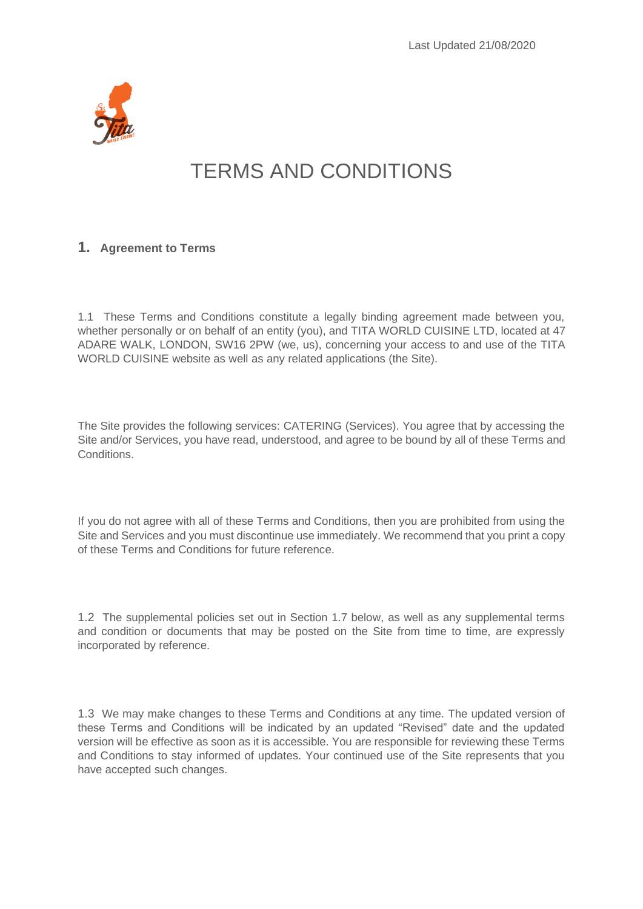Last Updated 21/08/2020

# TERMS AND CONDITIONS

## 1. Agreement to Terms

1.1 These Terms and Conditions constitute a legally binding agreement made between you, whether personally or on behalf of an entity (you), and TITA WORLD CUISINE LTD, located at 47 ADARE WALK, LONDON, SW16 2PW (we, us), concerning your access to and use of the TITA WORLD CUISINE website as well as any related applications (the Site).

The Site provides the following services: CATERING (Services). You agree that by accessing the Site and/or Services, you have read, understood, and agree to be bound by all of these Terms and Conditions.

If you do not agree with all of these Terms and Conditions, then you are prohibited from using the Site and Services and you must discontinue use immediately. We recommend that you print a copy of these Terms and Conditions for future reference.

1.2 The supplemental policies set out in Section 1.7 below, as well as any supplemental terms and condition or documents that may be posted on the Site from time to time, are expressly incorporated by reference.

1.3 We may make changes to these Terms and Conditions at any time. The updated version of these Terms and Conditions will be indicated by an updated "Revised" date and the updated version will be effective as soon as it is accessible. You are responsible for reviewing these Terms and Conditions to stay informed of updates. Your continued use of the Site represents that you have accepted such changes.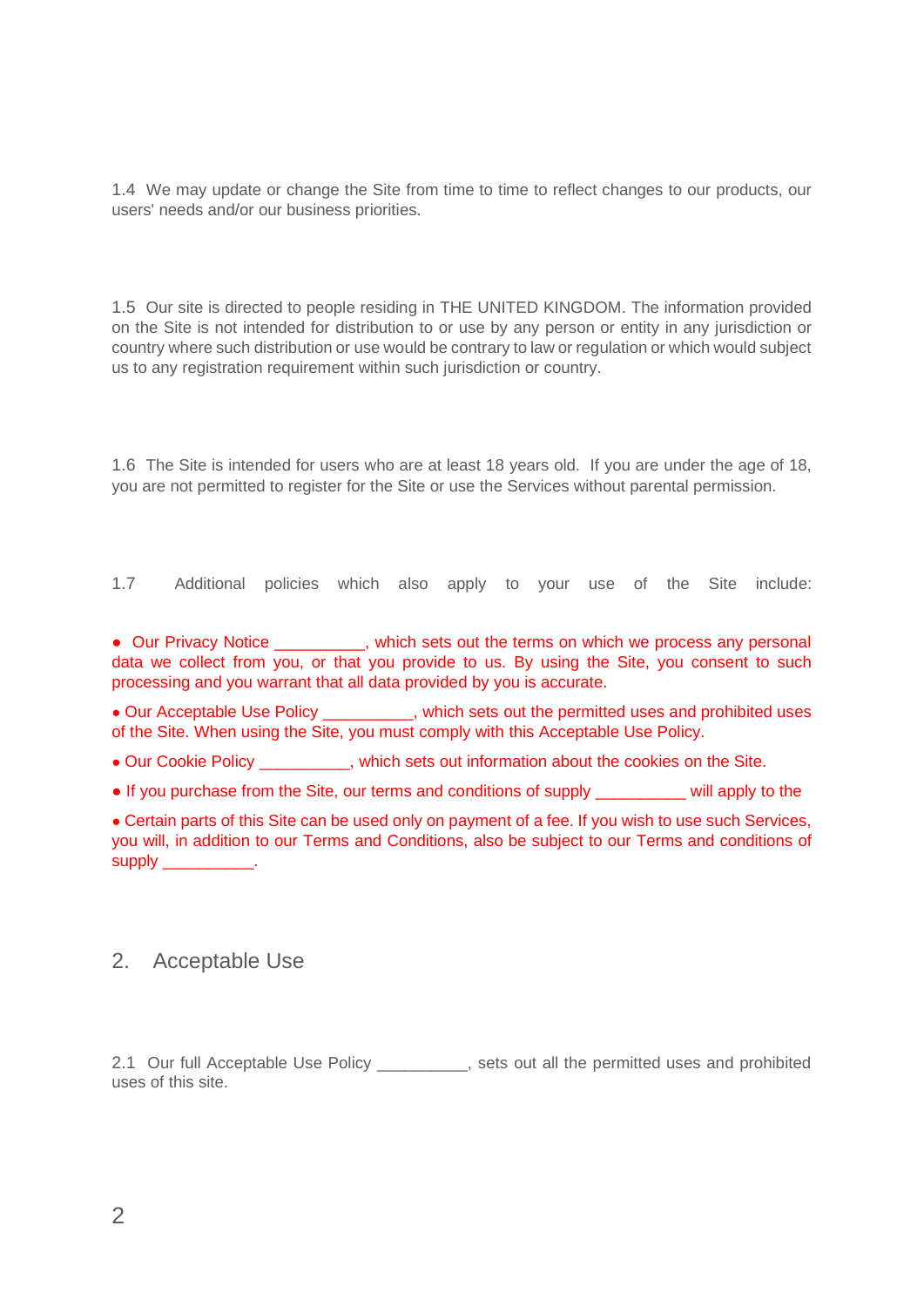1.4 We may update or change the Site from time to time to reflect changes to our products, our users' needs and/or our business priorities.

1.5 Our site is directed to people residing in THE UNITED KINGDOM. The information provided on the Site is not intended for distribution to or use by any person or entity in any jurisdiction or country where such distribution or use would be contrary to law or regulation or which would subject us to any registration requirement within such jurisdiction or country.

1.6 The Site is intended for users who are at least 18 years old. If you are under the age of 18, you are not permitted to register for the Site or use the Services without parental permission.

1.7 Additional policies which also apply to your use of the Site include:

- Our Privacy Notice __________, which sets out the terms on which we process any personal data we collect from you, or that you provide to us. By using the Site, you consent to such processing and you warrant that all data provided by you is accurate.
- Our Acceptable Use Policy __________, which sets out the permitted uses and prohibited uses of the Site. When using the Site, you must comply with this Acceptable Use Policy.
- Our Cookie Policy __________, which sets out information about the cookies on the Site.
- If you purchase from the Site, our terms and conditions of supply __________ will apply to the
- Certain parts of this Site can be used only on payment of a fee. If you wish to use such Services, you will, in addition to our Terms and Conditions, also be subject to our Terms and conditions of supply __________.

## 2. Acceptable Use

2.1 Our full Acceptable Use Policy __________, sets out all the permitted uses and prohibited uses of this site.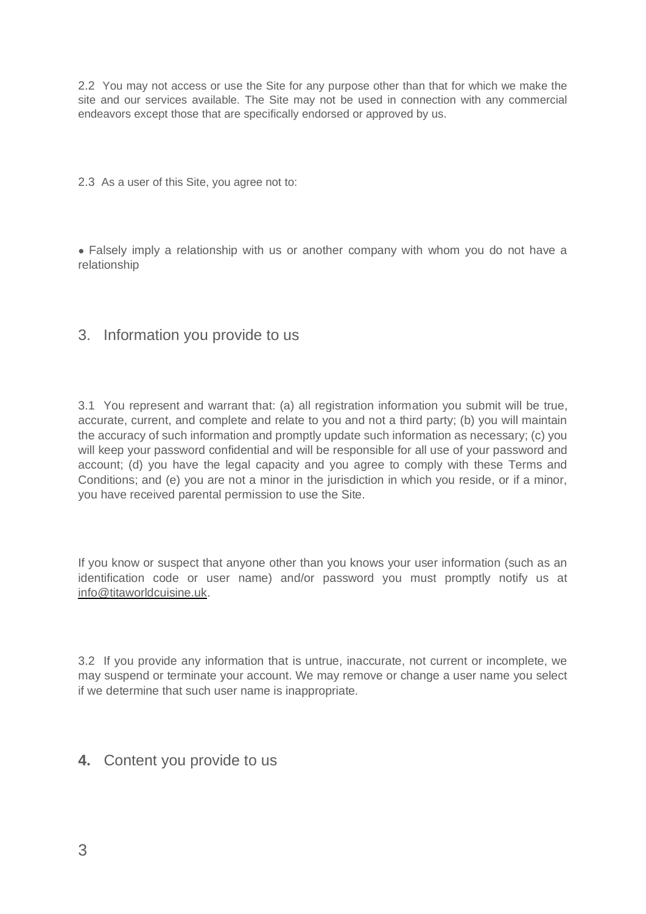2.2 You may not access or use the Site for any purpose other than that for which we make the site and our services available. The Site may not be used in connection with any commercial endeavors except those that are specifically endorsed or approved by us.

2.3 As a user of this Site, you agree not to:

- Falsely imply a relationship with us or another company with whom you do not have a relationship

## 3. Information you provide to us

3.1 You represent and warrant that: (a) all registration information you submit will be true, accurate, current, and complete and relate to you and not a third party; (b) you will maintain the accuracy of such information and promptly update such information as necessary; (c) you will keep your password confidential and will be responsible for all use of your password and account; (d) you have the legal capacity and you agree to comply with these Terms and Conditions; and (e) you are not a minor in the jurisdiction in which you reside, or if a minor, you have received parental permission to use the Site.

If you know or suspect that anyone other than you knows your user information (such as an identification code or user name) and/or password you must promptly notify us at info@titaworldcuisine.uk.

3.2 If you provide any information that is untrue, inaccurate, not current or incomplete, we may suspend or terminate your account. We may remove or change a user name you select if we determine that such user name is inappropriate.

## **4.** Content you provide to us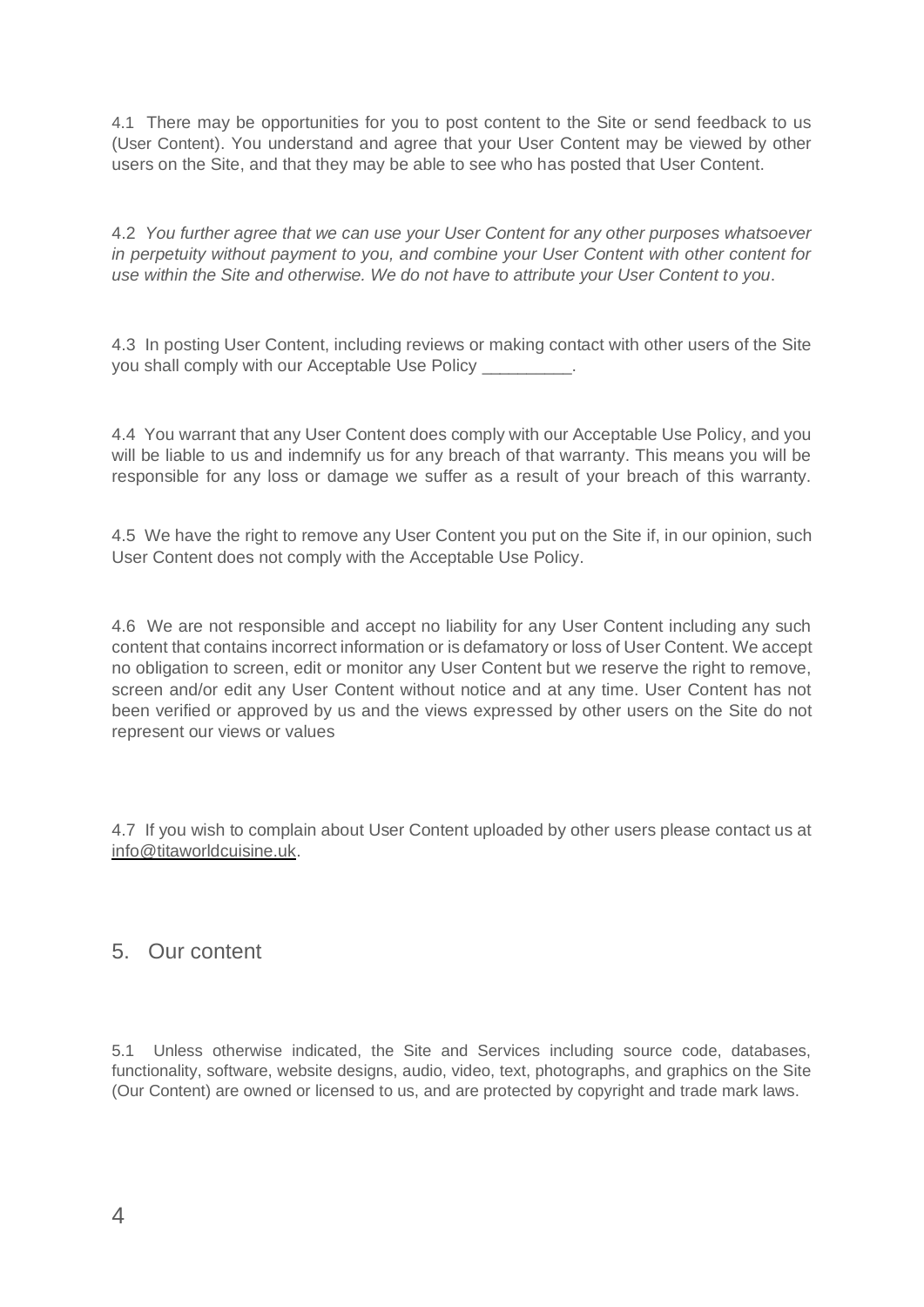4.1 There may be opportunities for you to post content to the Site or send feedback to us (User Content). You understand and agree that your User Content may be viewed by other users on the Site, and that they may be able to see who has posted that User Content.

4.2 *You further agree that we can use your User Content for any other purposes whatsoever in perpetuity without payment to you, and combine your User Content with other content for use within the Site and otherwise. We do not have to attribute your User Content to you*.

4.3 In posting User Content, including reviews or making contact with other users of the Site you shall comply with our Acceptable Use Policy _________.

4.4 You warrant that any User Content does comply with our Acceptable Use Policy, and you will be liable to us and indemnify us for any breach of that warranty. This means you will be responsible for any loss or damage we suffer as a result of your breach of this warranty.

4.5 We have the right to remove any User Content you put on the Site if, in our opinion, such User Content does not comply with the Acceptable Use Policy.

4.6 We are not responsible and accept no liability for any User Content including any such content that contains incorrect information or is defamatory or loss of User Content. We accept no obligation to screen, edit or monitor any User Content but we reserve the right to remove, screen and/or edit any User Content without notice and at any time. User Content has not been verified or approved by us and the views expressed by other users on the Site do not represent our views or values

4.7 If you wish to complain about User Content uploaded by other users please contact us at info@titaworldcuisine.uk.

## 5. Our content

5.1 Unless otherwise indicated, the Site and Services including source code, databases, functionality, software, website designs, audio, video, text, photographs, and graphics on the Site (Our Content) are owned or licensed to us, and are protected by copyright and trade mark laws.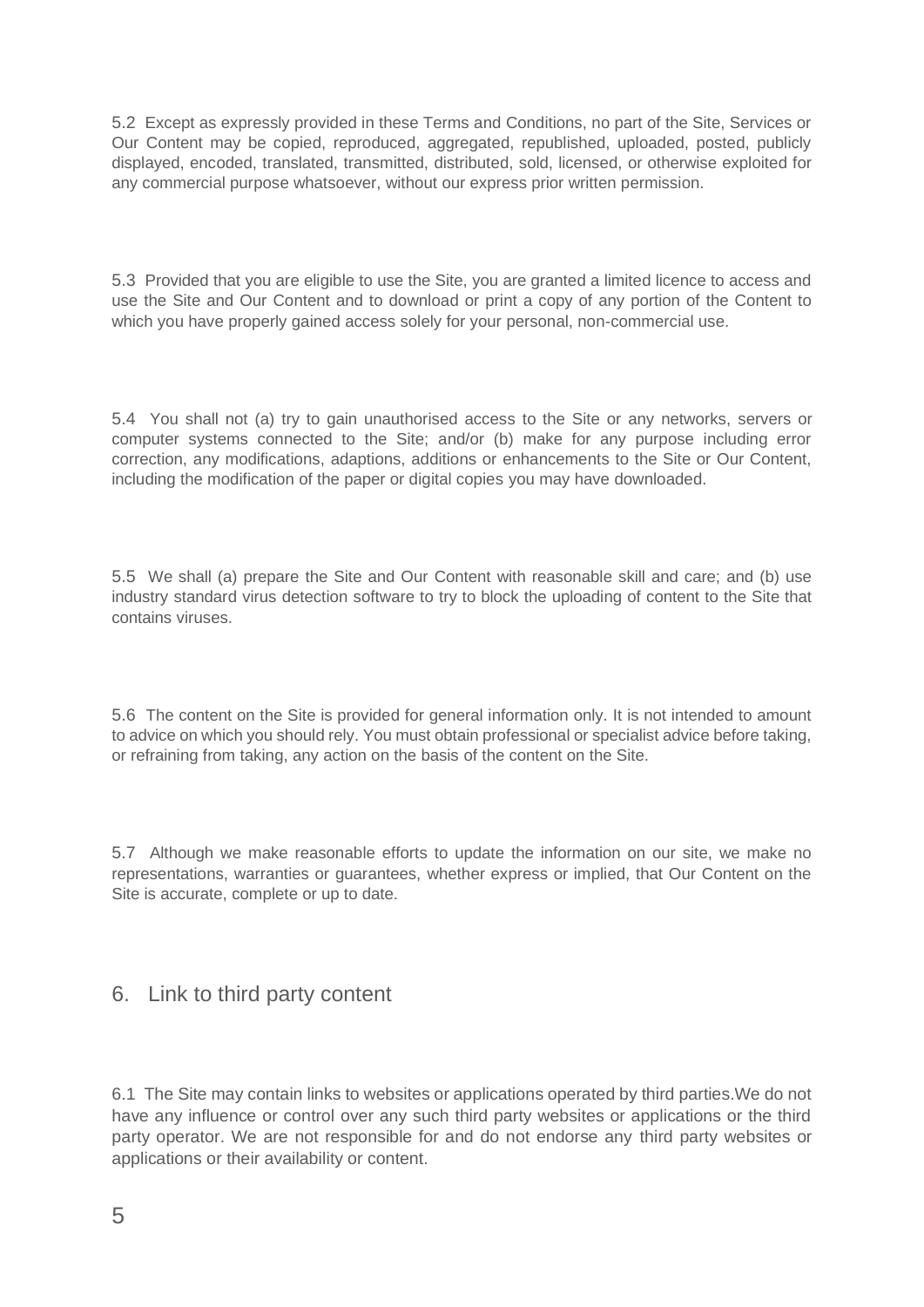5.2 Except as expressly provided in these Terms and Conditions, no part of the Site, Services or Our Content may be copied, reproduced, aggregated, republished, uploaded, posted, publicly displayed, encoded, translated, transmitted, distributed, sold, licensed, or otherwise exploited for any commercial purpose whatsoever, without our express prior written permission.

5.3 Provided that you are eligible to use the Site, you are granted a limited licence to access and use the Site and Our Content and to download or print a copy of any portion of the Content to which you have properly gained access solely for your personal, non-commercial use.

5.4 You shall not (a) try to gain unauthorised access to the Site or any networks, servers or computer systems connected to the Site; and/or (b) make for any purpose including error correction, any modifications, adaptions, additions or enhancements to the Site or Our Content, including the modification of the paper or digital copies you may have downloaded.

5.5 We shall (a) prepare the Site and Our Content with reasonable skill and care; and (b) use industry standard virus detection software to try to block the uploading of content to the Site that contains viruses.

5.6 The content on the Site is provided for general information only. It is not intended to amount to advice on which you should rely. You must obtain professional or specialist advice before taking, or refraining from taking, any action on the basis of the content on the Site.

5.7 Although we make reasonable efforts to update the information on our site, we make no representations, warranties or guarantees, whether express or implied, that Our Content on the Site is accurate, complete or up to date.

## 6. Link to third party content

6.1 The Site may contain links to websites or applications operated by third parties.We do not have any influence or control over any such third party websites or applications or the third party operator. We are not responsible for and do not endorse any third party websites or applications or their availability or content.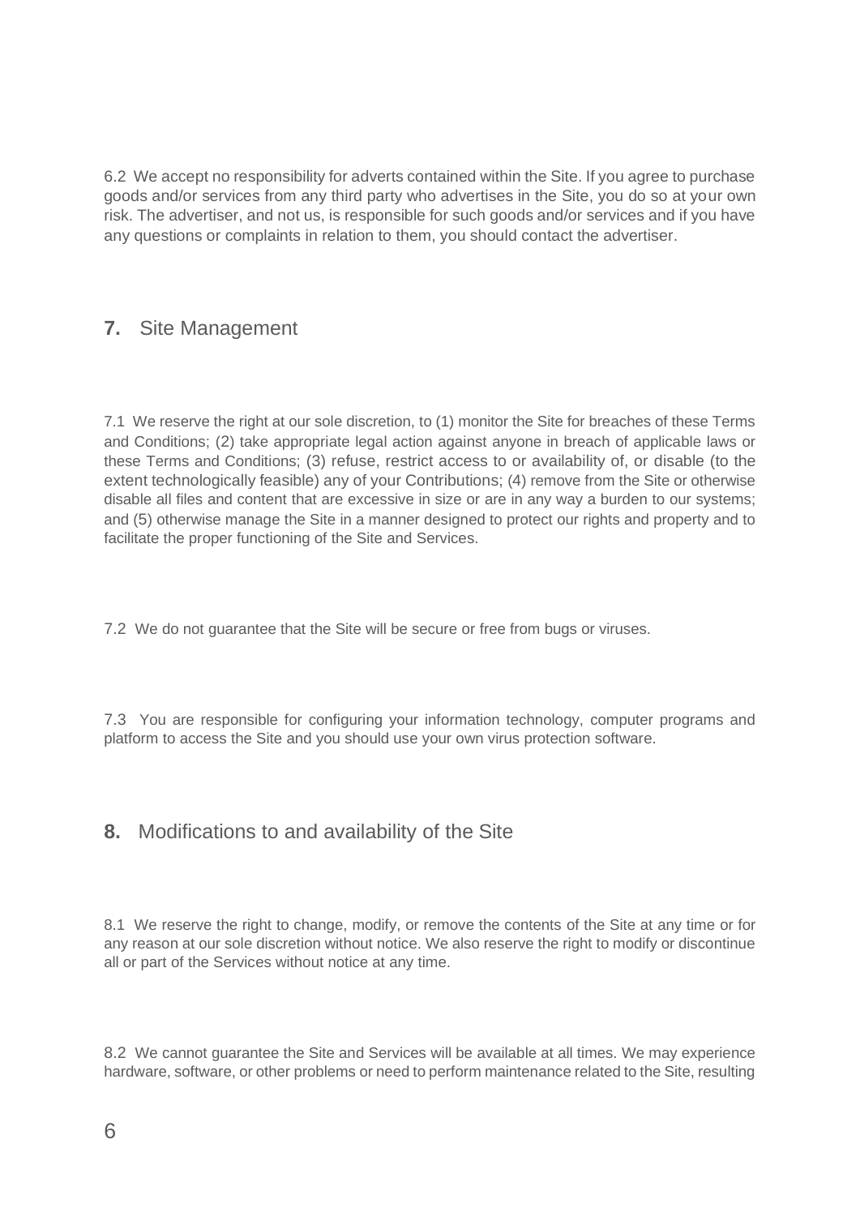6.2 We accept no responsibility for adverts contained within the Site. If you agree to purchase goods and/or services from any third party who advertises in the Site, you do so at your own risk. The advertiser, and not us, is responsible for such goods and/or services and if you have any questions or complaints in relation to them, you should contact the advertiser.

## **7.** Site Management

7.1 We reserve the right at our sole discretion, to (1) monitor the Site for breaches of these Terms and Conditions; (2) take appropriate legal action against anyone in breach of applicable laws or these Terms and Conditions; (3) refuse, restrict access to or availability of, or disable (to the extent technologically feasible) any of your Contributions; (4) remove from the Site or otherwise disable all files and content that are excessive in size or are in any way a burden to our systems; and (5) otherwise manage the Site in a manner designed to protect our rights and property and to facilitate the proper functioning of the Site and Services.

7.2 We do not guarantee that the Site will be secure or free from bugs or viruses.

7.3 You are responsible for configuring your information technology, computer programs and platform to access the Site and you should use your own virus protection software.

## **8.** Modifications to and availability of the Site

8.1 We reserve the right to change, modify, or remove the contents of the Site at any time or for any reason at our sole discretion without notice. We also reserve the right to modify or discontinue all or part of the Services without notice at any time.

8.2 We cannot guarantee the Site and Services will be available at all times. We may experience hardware, software, or other problems or need to perform maintenance related to the Site, resulting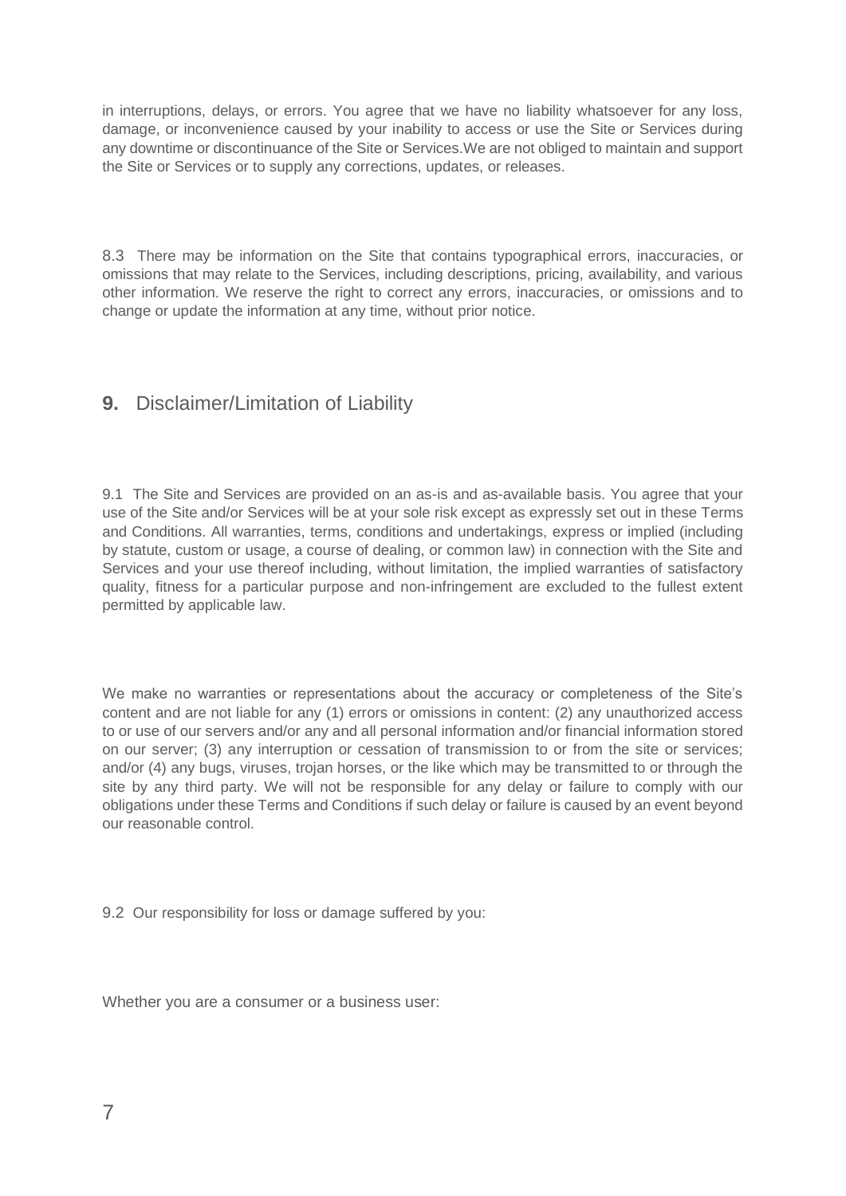in interruptions, delays, or errors. You agree that we have no liability whatsoever for any loss, damage, or inconvenience caused by your inability to access or use the Site or Services during any downtime or discontinuance of the Site or Services.We are not obliged to maintain and support the Site or Services or to supply any corrections, updates, or releases.

8.3 There may be information on the Site that contains typographical errors, inaccuracies, or omissions that may relate to the Services, including descriptions, pricing, availability, and various other information. We reserve the right to correct any errors, inaccuracies, or omissions and to change or update the information at any time, without prior notice.

## **9.** Disclaimer/Limitation of Liability

9.1 The Site and Services are provided on an as-is and as-available basis. You agree that your use of the Site and/or Services will be at your sole risk except as expressly set out in these Terms and Conditions. All warranties, terms, conditions and undertakings, express or implied (including by statute, custom or usage, a course of dealing, or common law) in connection with the Site and Services and your use thereof including, without limitation, the implied warranties of satisfactory quality, fitness for a particular purpose and non-infringement are excluded to the fullest extent permitted by applicable law.

We make no warranties or representations about the accuracy or completeness of the Site's content and are not liable for any (1) errors or omissions in content: (2) any unauthorized access to or use of our servers and/or any and all personal information and/or financial information stored on our server; (3) any interruption or cessation of transmission to or from the site or services; and/or (4) any bugs, viruses, trojan horses, or the like which may be transmitted to or through the site by any third party. We will not be responsible for any delay or failure to comply with our obligations under these Terms and Conditions if such delay or failure is caused by an event beyond our reasonable control.

9.2 Our responsibility for loss or damage suffered by you:

Whether you are a consumer or a business user: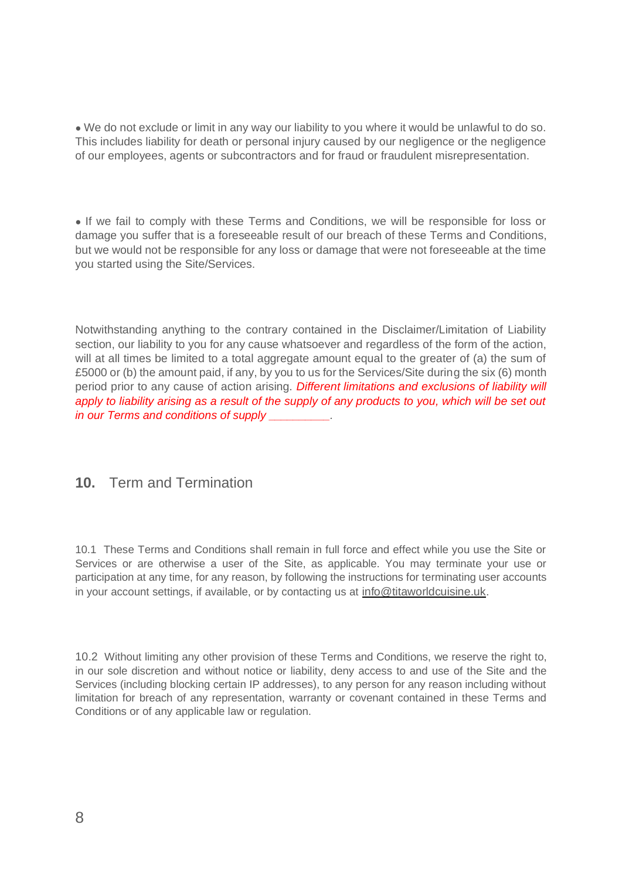- We do not exclude or limit in any way our liability to you where it would be unlawful to do so. This includes liability for death or personal injury caused by our negligence or the negligence of our employees, agents or subcontractors and for fraud or fraudulent misrepresentation.

- If we fail to comply with these Terms and Conditions, we will be responsible for loss or damage you suffer that is a foreseeable result of our breach of these Terms and Conditions, but we would not be responsible for any loss or damage that were not foreseeable at the time you started using the Site/Services.

Notwithstanding anything to the contrary contained in the Disclaimer/Limitation of Liability section, our liability to you for any cause whatsoever and regardless of the form of the action, will at all times be limited to a total aggregate amount equal to the greater of (a) the sum of £5000 or (b) the amount paid, if any, by you to us for the Services/Site during the six (6) month period prior to any cause of action arising. *Different limitations and exclusions of liability will apply to liability arising as a result of the supply of any products to you, which will be set out in our Terms and conditions of supply __________*.

## 10. Term and Termination

10.1 These Terms and Conditions shall remain in full force and effect while you use the Site or Services or are otherwise a user of the Site, as applicable. You may terminate your use or participation at any time, for any reason, by following the instructions for terminating user accounts in your account settings, if available, or by contacting us at info@titaworldcuisine.uk.

10.2 Without limiting any other provision of these Terms and Conditions, we reserve the right to, in our sole discretion and without notice or liability, deny access to and use of the Site and the Services (including blocking certain IP addresses), to any person for any reason including without limitation for breach of any representation, warranty or covenant contained in these Terms and Conditions or of any applicable law or regulation.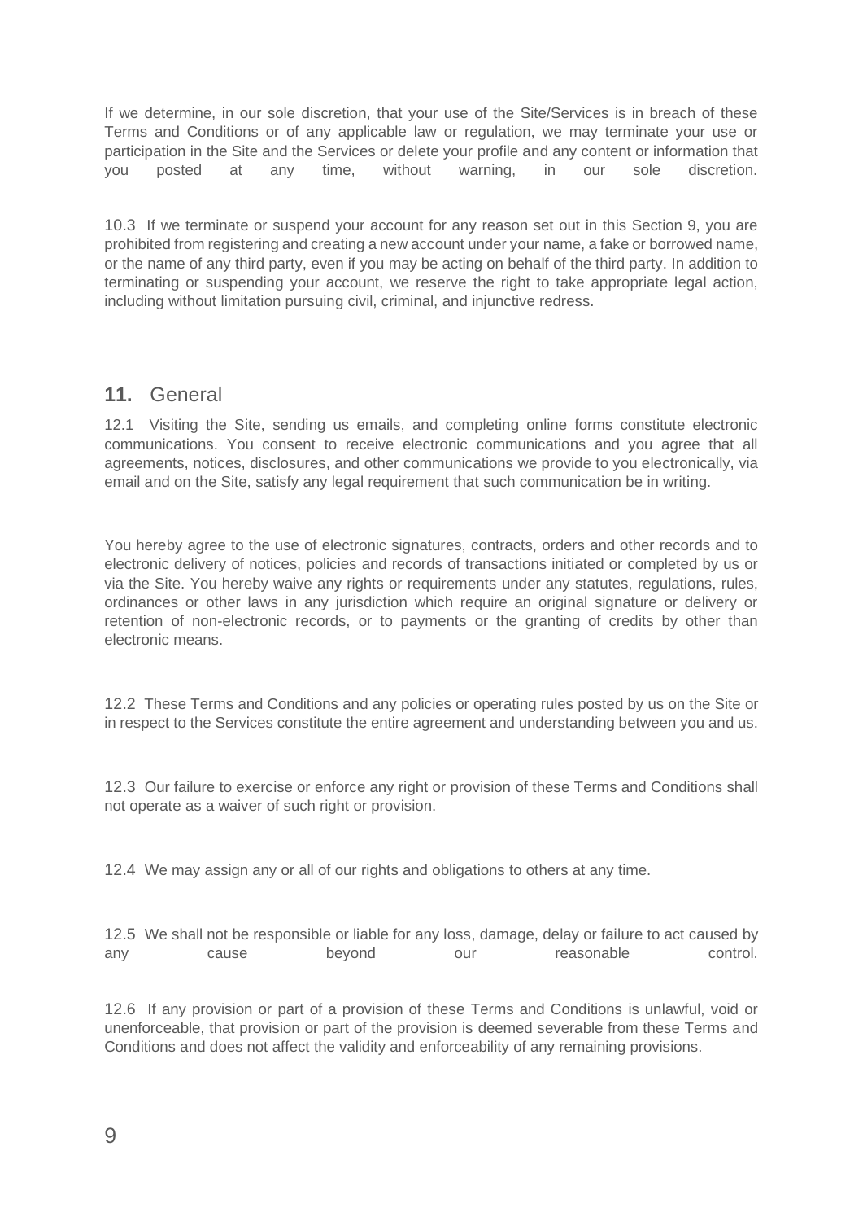If we determine, in our sole discretion, that your use of the Site/Services is in breach of these Terms and Conditions or of any applicable law or regulation, we may terminate your use or participation in the Site and the Services or delete your profile and any content or information that you posted at any time, without warning, in our sole discretion.

10.3 If we terminate or suspend your account for any reason set out in this Section 9, you are prohibited from registering and creating a new account under your name, a fake or borrowed name, or the name of any third party, even if you may be acting on behalf of the third party. In addition to terminating or suspending your account, we reserve the right to take appropriate legal action, including without limitation pursuing civil, criminal, and injunctive redress.

## **11.** General

12.1 Visiting the Site, sending us emails, and completing online forms constitute electronic communications. You consent to receive electronic communications and you agree that all agreements, notices, disclosures, and other communications we provide to you electronically, via email and on the Site, satisfy any legal requirement that such communication be in writing.

You hereby agree to the use of electronic signatures, contracts, orders and other records and to electronic delivery of notices, policies and records of transactions initiated or completed by us or via the Site. You hereby waive any rights or requirements under any statutes, regulations, rules, ordinances or other laws in any jurisdiction which require an original signature or delivery or retention of non-electronic records, or to payments or the granting of credits by other than electronic means.

12.2 These Terms and Conditions and any policies or operating rules posted by us on the Site or in respect to the Services constitute the entire agreement and understanding between you and us.

12.3 Our failure to exercise or enforce any right or provision of these Terms and Conditions shall not operate as a waiver of such right or provision.

12.4 We may assign any or all of our rights and obligations to others at any time.

12.5 We shall not be responsible or liable for any loss, damage, delay or failure to act caused by any cause beyond our reasonable control.

12.6 If any provision or part of a provision of these Terms and Conditions is unlawful, void or unenforceable, that provision or part of the provision is deemed severable from these Terms and Conditions and does not affect the validity and enforceability of any remaining provisions.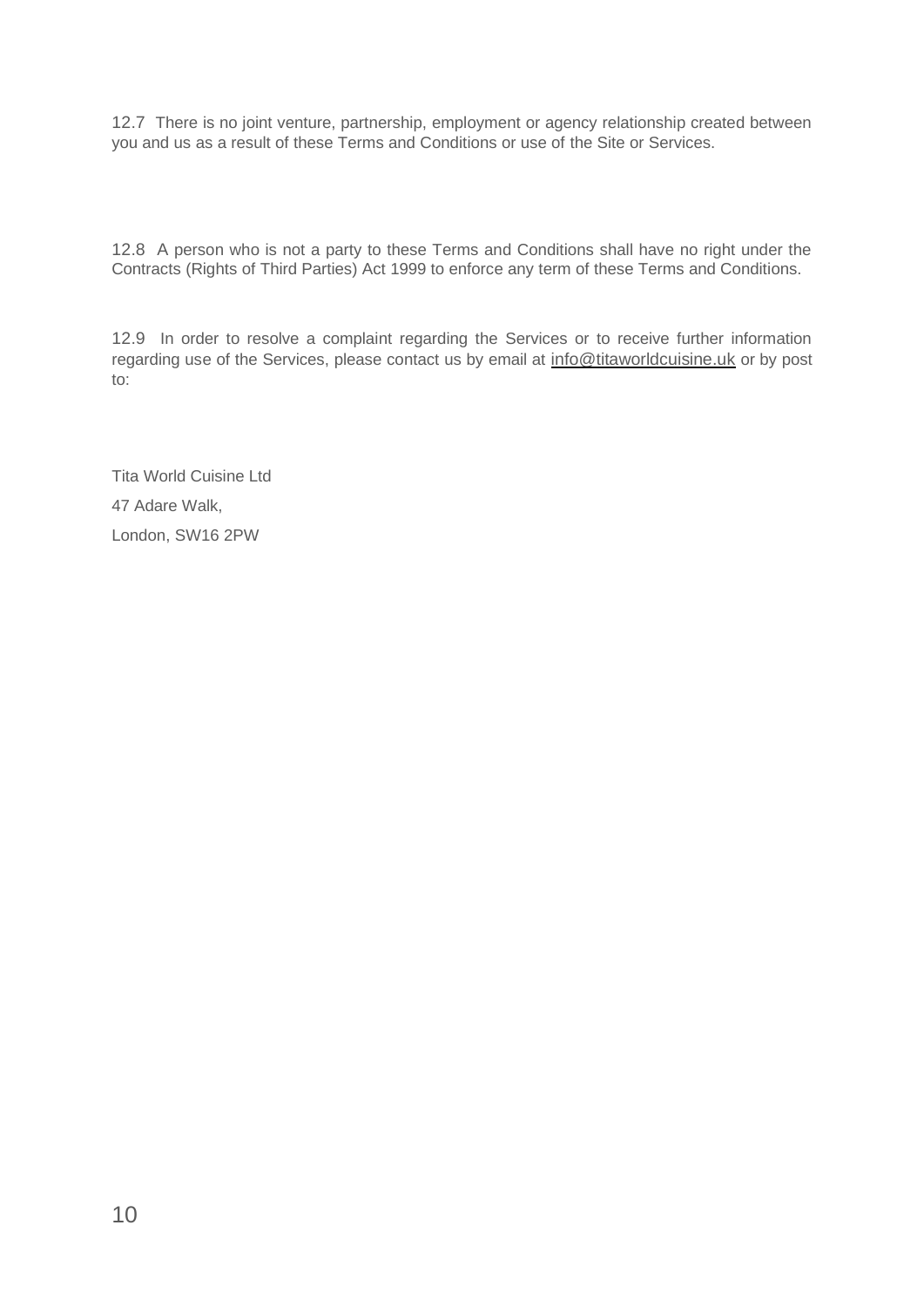12.7 There is no joint venture, partnership, employment or agency relationship created between you and us as a result of these Terms and Conditions or use of the Site or Services.

12.8 A person who is not a party to these Terms and Conditions shall have no right under the Contracts (Rights of Third Parties) Act 1999 to enforce any term of these Terms and Conditions.

12.9 In order to resolve a complaint regarding the Services or to receive further information regarding use of the Services, please contact us by email at info@titaworldcuisine.uk or by post to:

Tita World Cuisine Ltd

47 Adare Walk,

London, SW16 2PW